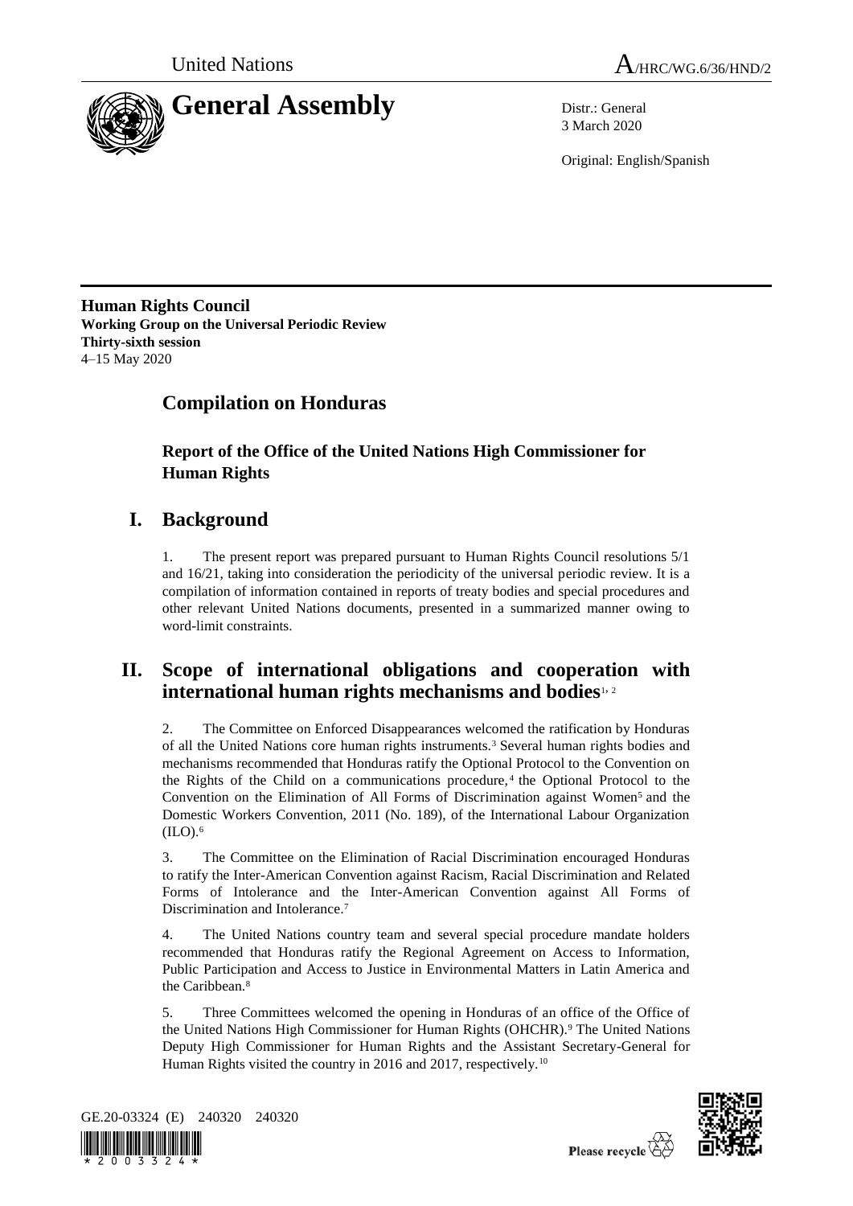United Nations A/HRC/WG.6/36/HND/2

# General Assembly

Distr.: General
3 March 2020

Original: English/Spanish

**Human Rights Council**
**Working Group on the Universal Periodic Review**
**Thirty-sixth session**
4–15 May 2020

## Compilation on Honduras

### Report of the Office of the United Nations High Commissioner for Human Rights

## I. Background

1. The present report was prepared pursuant to Human Rights Council resolutions 5/1 and 16/21, taking into consideration the periodicity of the universal periodic review. It is a compilation of information contained in reports of treaty bodies and special procedures and other relevant United Nations documents, presented in a summarized manner owing to word-limit constraints.

## II. Scope of international obligations and cooperation with international human rights mechanisms and bodies[1, 2]

2. The Committee on Enforced Disappearances welcomed the ratification by Honduras of all the United Nations core human rights instruments.[3] Several human rights bodies and mechanisms recommended that Honduras ratify the Optional Protocol to the Convention on the Rights of the Child on a communications procedure,[4] the Optional Protocol to the Convention on the Elimination of All Forms of Discrimination against Women[5] and the Domestic Workers Convention, 2011 (No. 189), of the International Labour Organization (ILO).[6]

3. The Committee on the Elimination of Racial Discrimination encouraged Honduras to ratify the Inter-American Convention against Racism, Racial Discrimination and Related Forms of Intolerance and the Inter-American Convention against All Forms of Discrimination and Intolerance.[7]

4. The United Nations country team and several special procedure mandate holders recommended that Honduras ratify the Regional Agreement on Access to Information, Public Participation and Access to Justice in Environmental Matters in Latin America and the Caribbean.[8]

5. Three Committees welcomed the opening in Honduras of an office of the Office of the United Nations High Commissioner for Human Rights (OHCHR).[9] The United Nations Deputy High Commissioner for Human Rights and the Assistant Secretary-General for Human Rights visited the country in 2016 and 2017, respectively.[10]

GE.20-03324 (E) 240320 240320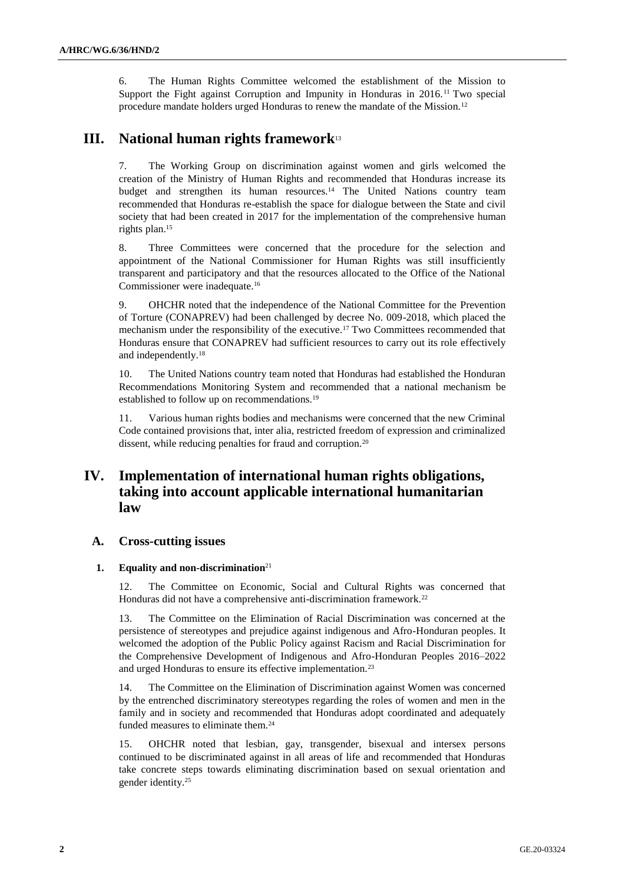6. The Human Rights Committee welcomed the establishment of the Mission to Support the Fight against Corruption and Impunity in Honduras in 2016.[11] Two special procedure mandate holders urged Honduras to renew the mandate of the Mission.[12]

# III. National human rights framework[13]

7. The Working Group on discrimination against women and girls welcomed the creation of the Ministry of Human Rights and recommended that Honduras increase its budget and strengthen its human resources.[14] The United Nations country team recommended that Honduras re-establish the space for dialogue between the State and civil society that had been created in 2017 for the implementation of the comprehensive human rights plan.[15]

8. Three Committees were concerned that the procedure for the selection and appointment of the National Commissioner for Human Rights was still insufficiently transparent and participatory and that the resources allocated to the Office of the National Commissioner were inadequate.[16]

9. OHCHR noted that the independence of the National Committee for the Prevention of Torture (CONAPREV) had been challenged by decree No. 009-2018, which placed the mechanism under the responsibility of the executive.[17] Two Committees recommended that Honduras ensure that CONAPREV had sufficient resources to carry out its role effectively and independently.[18]

10. The United Nations country team noted that Honduras had established the Honduran Recommendations Monitoring System and recommended that a national mechanism be established to follow up on recommendations.[19]

11. Various human rights bodies and mechanisms were concerned that the new Criminal Code contained provisions that, inter alia, restricted freedom of expression and criminalized dissent, while reducing penalties for fraud and corruption.[20]

# IV. Implementation of international human rights obligations, taking into account applicable international humanitarian law

## A. Cross-cutting issues

### 1. Equality and non-discrimination[21]

12. The Committee on Economic, Social and Cultural Rights was concerned that Honduras did not have a comprehensive anti-discrimination framework.[22]

13. The Committee on the Elimination of Racial Discrimination was concerned at the persistence of stereotypes and prejudice against indigenous and Afro-Honduran peoples. It welcomed the adoption of the Public Policy against Racism and Racial Discrimination for the Comprehensive Development of Indigenous and Afro-Honduran Peoples 2016–2022 and urged Honduras to ensure its effective implementation.[23]

14. The Committee on the Elimination of Discrimination against Women was concerned by the entrenched discriminatory stereotypes regarding the roles of women and men in the family and in society and recommended that Honduras adopt coordinated and adequately funded measures to eliminate them.[24]

15. OHCHR noted that lesbian, gay, transgender, bisexual and intersex persons continued to be discriminated against in all areas of life and recommended that Honduras take concrete steps towards eliminating discrimination based on sexual orientation and gender identity.[25]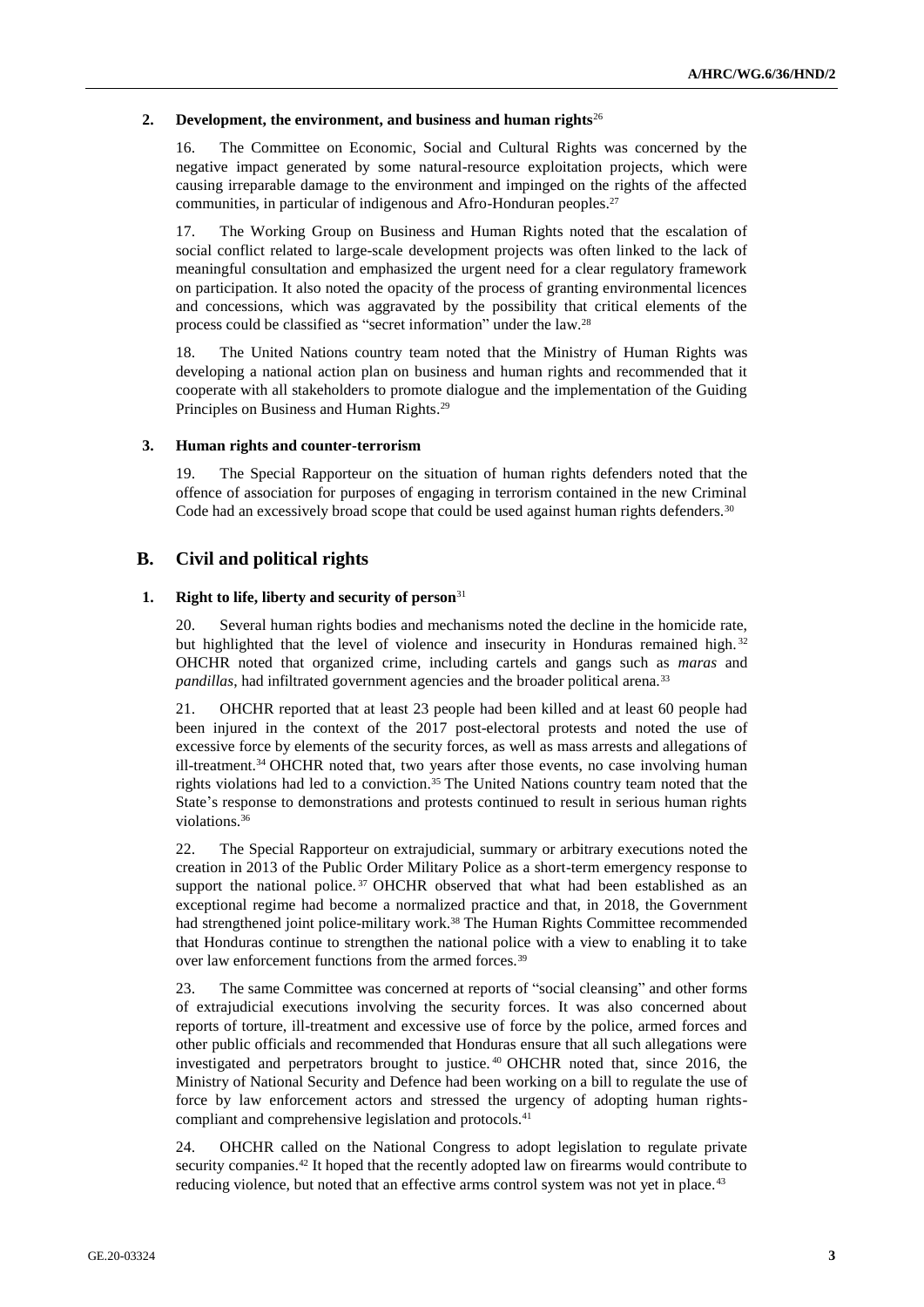### 2. Development, the environment, and business and human rights[26]

16. The Committee on Economic, Social and Cultural Rights was concerned by the negative impact generated by some natural-resource exploitation projects, which were causing irreparable damage to the environment and impinged on the rights of the affected communities, in particular of indigenous and Afro-Honduran peoples.[27]

17. The Working Group on Business and Human Rights noted that the escalation of social conflict related to large-scale development projects was often linked to the lack of meaningful consultation and emphasized the urgent need for a clear regulatory framework on participation. It also noted the opacity of the process of granting environmental licences and concessions, which was aggravated by the possibility that critical elements of the process could be classified as "secret information" under the law.[28]

18. The United Nations country team noted that the Ministry of Human Rights was developing a national action plan on business and human rights and recommended that it cooperate with all stakeholders to promote dialogue and the implementation of the Guiding Principles on Business and Human Rights.[29]

### 3. Human rights and counter-terrorism

19. The Special Rapporteur on the situation of human rights defenders noted that the offence of association for purposes of engaging in terrorism contained in the new Criminal Code had an excessively broad scope that could be used against human rights defenders.[30]

## B. Civil and political rights

### 1. Right to life, liberty and security of person[31]

20. Several human rights bodies and mechanisms noted the decline in the homicide rate, but highlighted that the level of violence and insecurity in Honduras remained high.[32] OHCHR noted that organized crime, including cartels and gangs such as *maras* and *pandillas*, had infiltrated government agencies and the broader political arena.[33]

21. OHCHR reported that at least 23 people had been killed and at least 60 people had been injured in the context of the 2017 post-electoral protests and noted the use of excessive force by elements of the security forces, as well as mass arrests and allegations of ill-treatment.[34] OHCHR noted that, two years after those events, no case involving human rights violations had led to a conviction.[35] The United Nations country team noted that the State's response to demonstrations and protests continued to result in serious human rights violations.[36]

22. The Special Rapporteur on extrajudicial, summary or arbitrary executions noted the creation in 2013 of the Public Order Military Police as a short-term emergency response to support the national police.[37] OHCHR observed that what had been established as an exceptional regime had become a normalized practice and that, in 2018, the Government had strengthened joint police-military work.[38] The Human Rights Committee recommended that Honduras continue to strengthen the national police with a view to enabling it to take over law enforcement functions from the armed forces.[39]

23. The same Committee was concerned at reports of "social cleansing" and other forms of extrajudicial executions involving the security forces. It was also concerned about reports of torture, ill-treatment and excessive use of force by the police, armed forces and other public officials and recommended that Honduras ensure that all such allegations were investigated and perpetrators brought to justice.[40] OHCHR noted that, since 2016, the Ministry of National Security and Defence had been working on a bill to regulate the use of force by law enforcement actors and stressed the urgency of adopting human rights-compliant and comprehensive legislation and protocols.[41]

24. OHCHR called on the National Congress to adopt legislation to regulate private security companies.[42] It hoped that the recently adopted law on firearms would contribute to reducing violence, but noted that an effective arms control system was not yet in place.[43]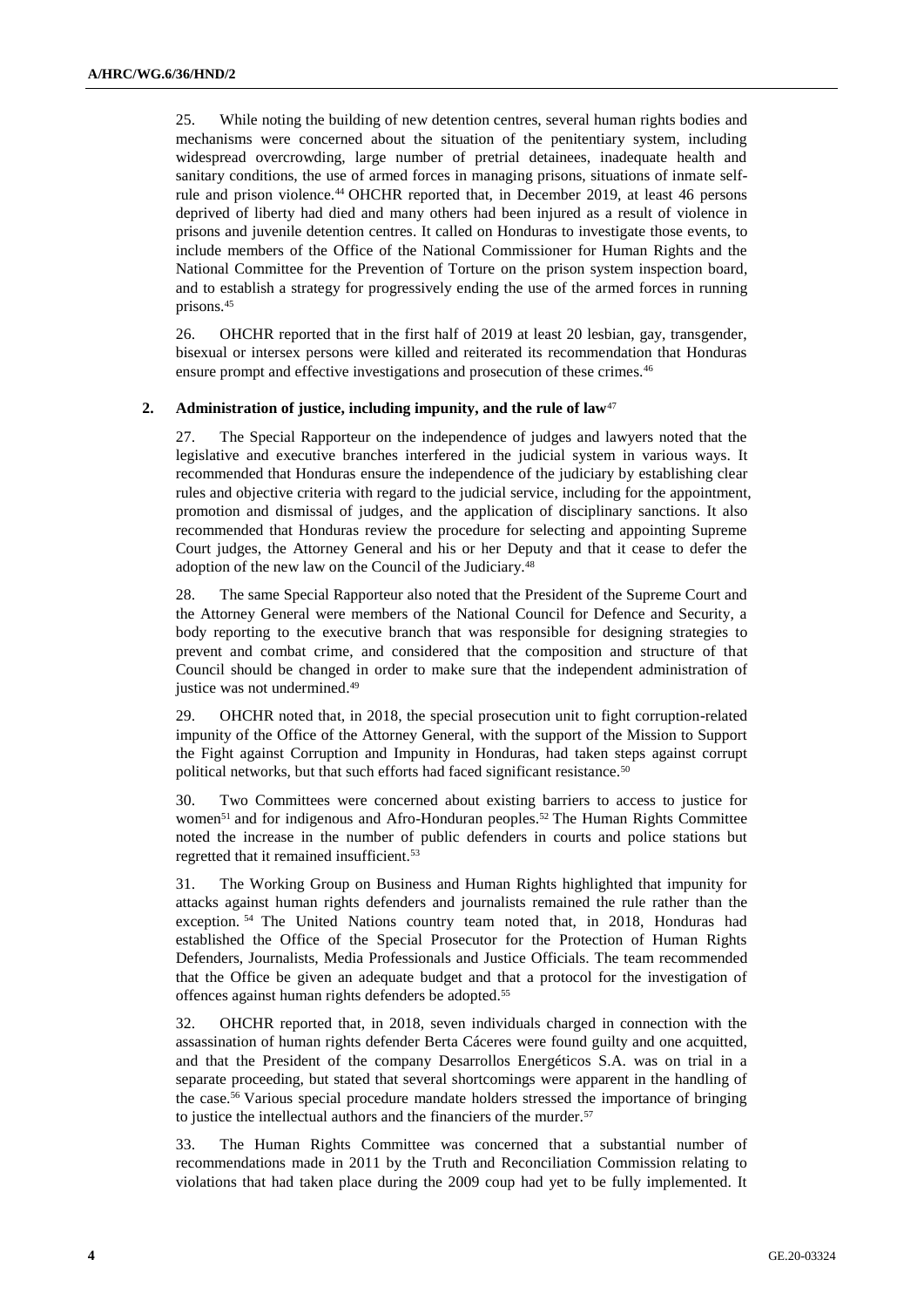25. While noting the building of new detention centres, several human rights bodies and mechanisms were concerned about the situation of the penitentiary system, including widespread overcrowding, large number of pretrial detainees, inadequate health and sanitary conditions, the use of armed forces in managing prisons, situations of inmate self-rule and prison violence.[44] OHCHR reported that, in December 2019, at least 46 persons deprived of liberty had died and many others had been injured as a result of violence in prisons and juvenile detention centres. It called on Honduras to investigate those events, to include members of the Office of the National Commissioner for Human Rights and the National Committee for the Prevention of Torture on the prison system inspection board, and to establish a strategy for progressively ending the use of the armed forces in running prisons.[45]

26. OHCHR reported that in the first half of 2019 at least 20 lesbian, gay, transgender, bisexual or intersex persons were killed and reiterated its recommendation that Honduras ensure prompt and effective investigations and prosecution of these crimes.[46]

### 2. Administration of justice, including impunity, and the rule of law[47]

27. The Special Rapporteur on the independence of judges and lawyers noted that the legislative and executive branches interfered in the judicial system in various ways. It recommended that Honduras ensure the independence of the judiciary by establishing clear rules and objective criteria with regard to the judicial service, including for the appointment, promotion and dismissal of judges, and the application of disciplinary sanctions. It also recommended that Honduras review the procedure for selecting and appointing Supreme Court judges, the Attorney General and his or her Deputy and that it cease to defer the adoption of the new law on the Council of the Judiciary.[48]

28. The same Special Rapporteur also noted that the President of the Supreme Court and the Attorney General were members of the National Council for Defence and Security, a body reporting to the executive branch that was responsible for designing strategies to prevent and combat crime, and considered that the composition and structure of that Council should be changed in order to make sure that the independent administration of justice was not undermined.[49]

29. OHCHR noted that, in 2018, the special prosecution unit to fight corruption-related impunity of the Office of the Attorney General, with the support of the Mission to Support the Fight against Corruption and Impunity in Honduras, had taken steps against corrupt political networks, but that such efforts had faced significant resistance.[50]

30. Two Committees were concerned about existing barriers to access to justice for women[51] and for indigenous and Afro-Honduran peoples.[52] The Human Rights Committee noted the increase in the number of public defenders in courts and police stations but regretted that it remained insufficient.[53]

31. The Working Group on Business and Human Rights highlighted that impunity for attacks against human rights defenders and journalists remained the rule rather than the exception.[54] The United Nations country team noted that, in 2018, Honduras had established the Office of the Special Prosecutor for the Protection of Human Rights Defenders, Journalists, Media Professionals and Justice Officials. The team recommended that the Office be given an adequate budget and that a protocol for the investigation of offences against human rights defenders be adopted.[55]

32. OHCHR reported that, in 2018, seven individuals charged in connection with the assassination of human rights defender Berta Cáceres were found guilty and one acquitted, and that the President of the company Desarrollos Energéticos S.A. was on trial in a separate proceeding, but stated that several shortcomings were apparent in the handling of the case.[56] Various special procedure mandate holders stressed the importance of bringing to justice the intellectual authors and the financiers of the murder.[57]

33. The Human Rights Committee was concerned that a substantial number of recommendations made in 2011 by the Truth and Reconciliation Commission relating to violations that had taken place during the 2009 coup had yet to be fully implemented. It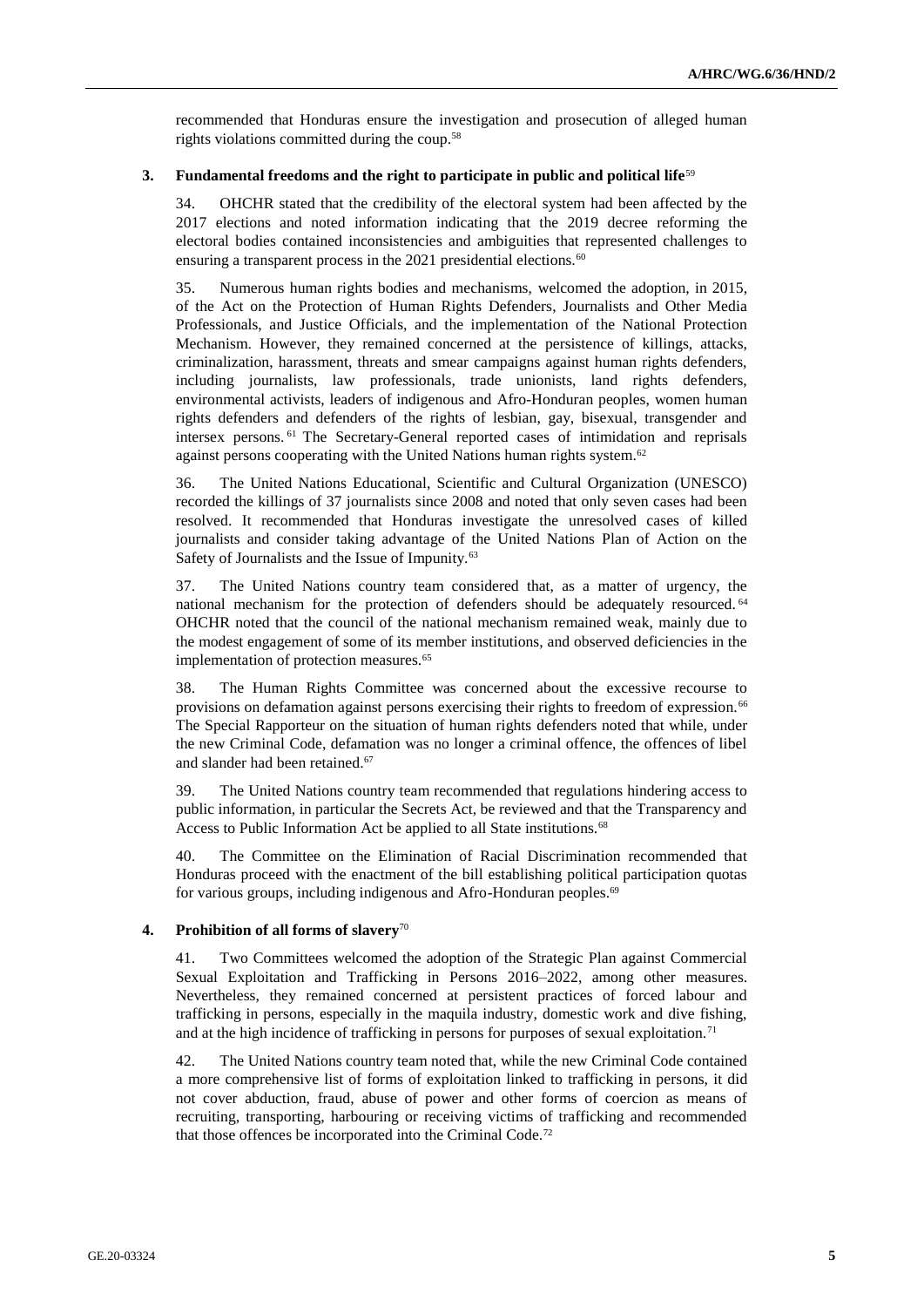recommended that Honduras ensure the investigation and prosecution of alleged human rights violations committed during the coup.[58]

### 3. Fundamental freedoms and the right to participate in public and political life[59]

34. OHCHR stated that the credibility of the electoral system had been affected by the 2017 elections and noted information indicating that the 2019 decree reforming the electoral bodies contained inconsistencies and ambiguities that represented challenges to ensuring a transparent process in the 2021 presidential elections.[60]

35. Numerous human rights bodies and mechanisms, welcomed the adoption, in 2015, of the Act on the Protection of Human Rights Defenders, Journalists and Other Media Professionals, and Justice Officials, and the implementation of the National Protection Mechanism. However, they remained concerned at the persistence of killings, attacks, criminalization, harassment, threats and smear campaigns against human rights defenders, including journalists, law professionals, trade unionists, land rights defenders, environmental activists, leaders of indigenous and Afro-Honduran peoples, women human rights defenders and defenders of the rights of lesbian, gay, bisexual, transgender and intersex persons.[61] The Secretary-General reported cases of intimidation and reprisals against persons cooperating with the United Nations human rights system.[62]

36. The United Nations Educational, Scientific and Cultural Organization (UNESCO) recorded the killings of 37 journalists since 2008 and noted that only seven cases had been resolved. It recommended that Honduras investigate the unresolved cases of killed journalists and consider taking advantage of the United Nations Plan of Action on the Safety of Journalists and the Issue of Impunity.[63]

37. The United Nations country team considered that, as a matter of urgency, the national mechanism for the protection of defenders should be adequately resourced.[64] OHCHR noted that the council of the national mechanism remained weak, mainly due to the modest engagement of some of its member institutions, and observed deficiencies in the implementation of protection measures.[65]

38. The Human Rights Committee was concerned about the excessive recourse to provisions on defamation against persons exercising their rights to freedom of expression.[66] The Special Rapporteur on the situation of human rights defenders noted that while, under the new Criminal Code, defamation was no longer a criminal offence, the offences of libel and slander had been retained.[67]

39. The United Nations country team recommended that regulations hindering access to public information, in particular the Secrets Act, be reviewed and that the Transparency and Access to Public Information Act be applied to all State institutions.[68]

40. The Committee on the Elimination of Racial Discrimination recommended that Honduras proceed with the enactment of the bill establishing political participation quotas for various groups, including indigenous and Afro-Honduran peoples.[69]

### 4. Prohibition of all forms of slavery[70]

41. Two Committees welcomed the adoption of the Strategic Plan against Commercial Sexual Exploitation and Trafficking in Persons 2016–2022, among other measures. Nevertheless, they remained concerned at persistent practices of forced labour and trafficking in persons, especially in the maquila industry, domestic work and dive fishing, and at the high incidence of trafficking in persons for purposes of sexual exploitation.[71]

42. The United Nations country team noted that, while the new Criminal Code contained a more comprehensive list of forms of exploitation linked to trafficking in persons, it did not cover abduction, fraud, abuse of power and other forms of coercion as means of recruiting, transporting, harbouring or receiving victims of trafficking and recommended that those offences be incorporated into the Criminal Code.[72]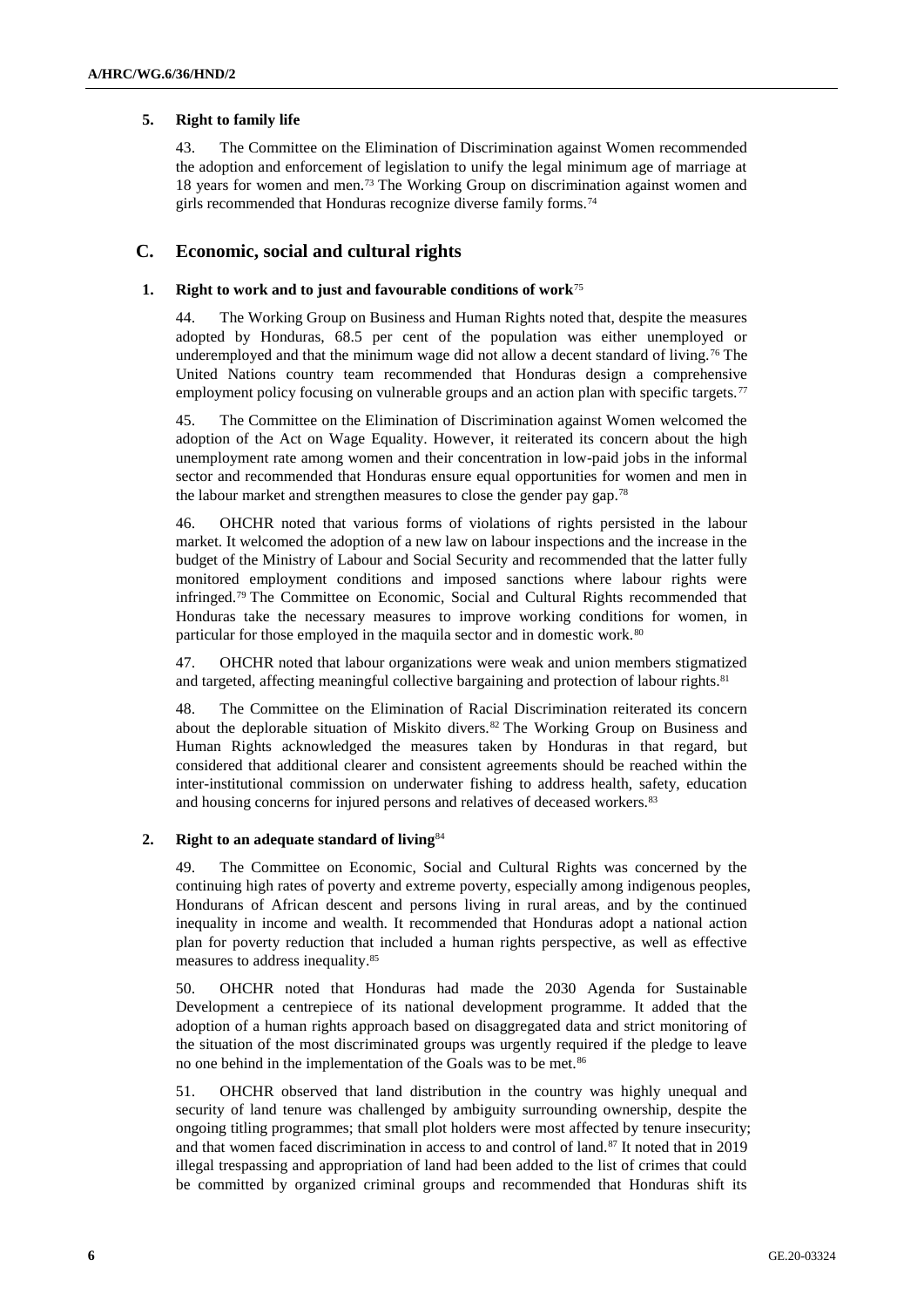### 5. Right to family life

43. The Committee on the Elimination of Discrimination against Women recommended the adoption and enforcement of legislation to unify the legal minimum age of marriage at 18 years for women and men.[73] The Working Group on discrimination against women and girls recommended that Honduras recognize diverse family forms.[74]

## C. Economic, social and cultural rights

### 1. Right to work and to just and favourable conditions of work[75]

44. The Working Group on Business and Human Rights noted that, despite the measures adopted by Honduras, 68.5 per cent of the population was either unemployed or underemployed and that the minimum wage did not allow a decent standard of living.[76] The United Nations country team recommended that Honduras design a comprehensive employment policy focusing on vulnerable groups and an action plan with specific targets.[77]

45. The Committee on the Elimination of Discrimination against Women welcomed the adoption of the Act on Wage Equality. However, it reiterated its concern about the high unemployment rate among women and their concentration in low-paid jobs in the informal sector and recommended that Honduras ensure equal opportunities for women and men in the labour market and strengthen measures to close the gender pay gap.[78]

46. OHCHR noted that various forms of violations of rights persisted in the labour market. It welcomed the adoption of a new law on labour inspections and the increase in the budget of the Ministry of Labour and Social Security and recommended that the latter fully monitored employment conditions and imposed sanctions where labour rights were infringed.[79] The Committee on Economic, Social and Cultural Rights recommended that Honduras take the necessary measures to improve working conditions for women, in particular for those employed in the maquila sector and in domestic work.[80]

47. OHCHR noted that labour organizations were weak and union members stigmatized and targeted, affecting meaningful collective bargaining and protection of labour rights.[81]

48. The Committee on the Elimination of Racial Discrimination reiterated its concern about the deplorable situation of Miskito divers.[82] The Working Group on Business and Human Rights acknowledged the measures taken by Honduras in that regard, but considered that additional clearer and consistent agreements should be reached within the inter-institutional commission on underwater fishing to address health, safety, education and housing concerns for injured persons and relatives of deceased workers.[83]

### 2. Right to an adequate standard of living[84]

49. The Committee on Economic, Social and Cultural Rights was concerned by the continuing high rates of poverty and extreme poverty, especially among indigenous peoples, Hondurans of African descent and persons living in rural areas, and by the continued inequality in income and wealth. It recommended that Honduras adopt a national action plan for poverty reduction that included a human rights perspective, as well as effective measures to address inequality.[85]

50. OHCHR noted that Honduras had made the 2030 Agenda for Sustainable Development a centrepiece of its national development programme. It added that the adoption of a human rights approach based on disaggregated data and strict monitoring of the situation of the most discriminated groups was urgently required if the pledge to leave no one behind in the implementation of the Goals was to be met.[86]

51. OHCHR observed that land distribution in the country was highly unequal and security of land tenure was challenged by ambiguity surrounding ownership, despite the ongoing titling programmes; that small plot holders were most affected by tenure insecurity; and that women faced discrimination in access to and control of land.[87] It noted that in 2019 illegal trespassing and appropriation of land had been added to the list of crimes that could be committed by organized criminal groups and recommended that Honduras shift its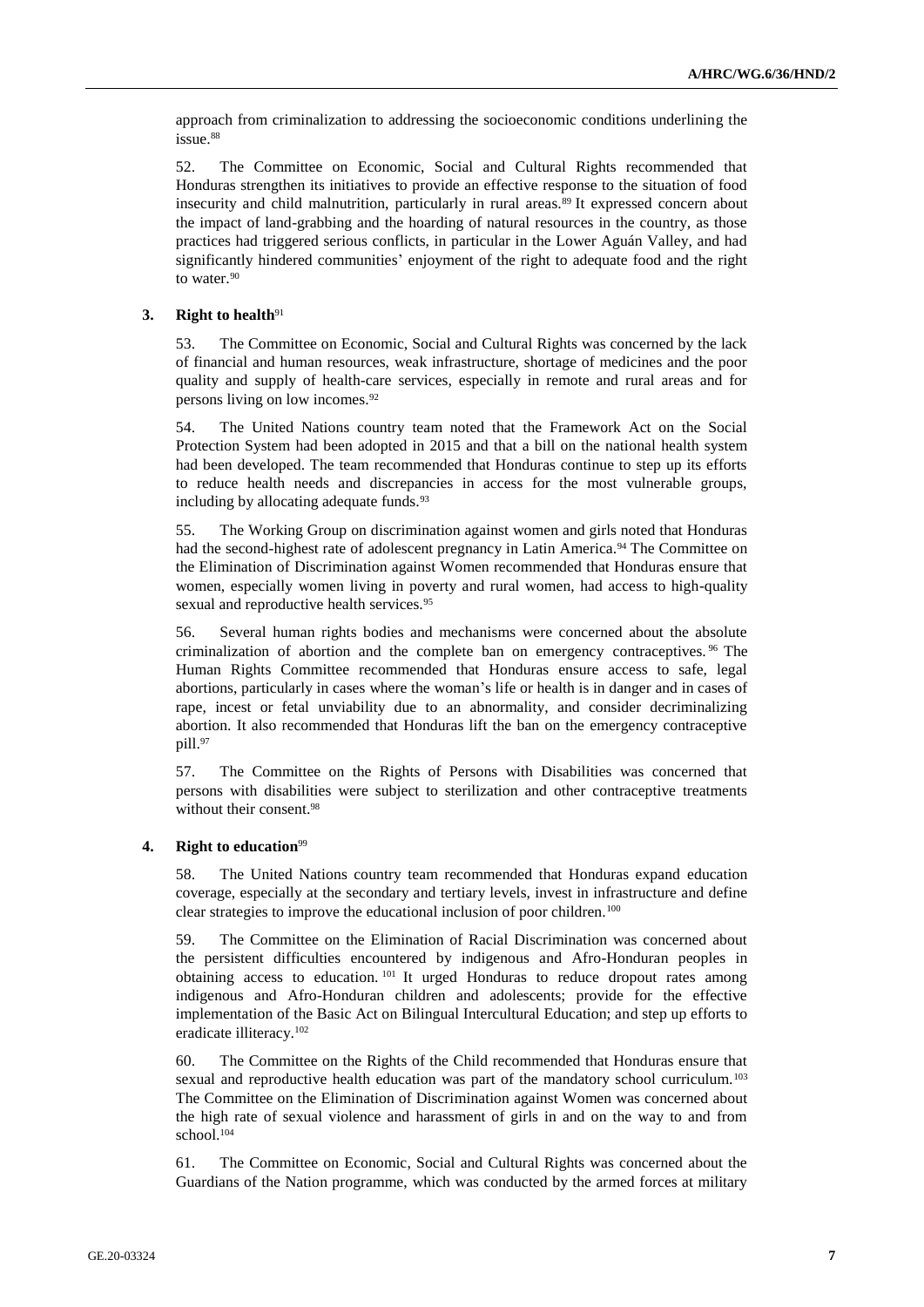approach from criminalization to addressing the socioeconomic conditions underlining the issue.[88]

52. The Committee on Economic, Social and Cultural Rights recommended that Honduras strengthen its initiatives to provide an effective response to the situation of food insecurity and child malnutrition, particularly in rural areas.[89] It expressed concern about the impact of land-grabbing and the hoarding of natural resources in the country, as those practices had triggered serious conflicts, in particular in the Lower Aguán Valley, and had significantly hindered communities' enjoyment of the right to adequate food and the right to water.[90]

### 3. Right to health[91]

53. The Committee on Economic, Social and Cultural Rights was concerned by the lack of financial and human resources, weak infrastructure, shortage of medicines and the poor quality and supply of health-care services, especially in remote and rural areas and for persons living on low incomes.[92]

54. The United Nations country team noted that the Framework Act on the Social Protection System had been adopted in 2015 and that a bill on the national health system had been developed. The team recommended that Honduras continue to step up its efforts to reduce health needs and discrepancies in access for the most vulnerable groups, including by allocating adequate funds.[93]

55. The Working Group on discrimination against women and girls noted that Honduras had the second-highest rate of adolescent pregnancy in Latin America.[94] The Committee on the Elimination of Discrimination against Women recommended that Honduras ensure that women, especially women living in poverty and rural women, had access to high-quality sexual and reproductive health services.[95]

56. Several human rights bodies and mechanisms were concerned about the absolute criminalization of abortion and the complete ban on emergency contraceptives.[96] The Human Rights Committee recommended that Honduras ensure access to safe, legal abortions, particularly in cases where the woman's life or health is in danger and in cases of rape, incest or fetal unviability due to an abnormality, and consider decriminalizing abortion. It also recommended that Honduras lift the ban on the emergency contraceptive pill.[97]

57. The Committee on the Rights of Persons with Disabilities was concerned that persons with disabilities were subject to sterilization and other contraceptive treatments without their consent.[98]

### 4. Right to education[99]

58. The United Nations country team recommended that Honduras expand education coverage, especially at the secondary and tertiary levels, invest in infrastructure and define clear strategies to improve the educational inclusion of poor children.[100]

59. The Committee on the Elimination of Racial Discrimination was concerned about the persistent difficulties encountered by indigenous and Afro-Honduran peoples in obtaining access to education.[101] It urged Honduras to reduce dropout rates among indigenous and Afro-Honduran children and adolescents; provide for the effective implementation of the Basic Act on Bilingual Intercultural Education; and step up efforts to eradicate illiteracy.[102]

60. The Committee on the Rights of the Child recommended that Honduras ensure that sexual and reproductive health education was part of the mandatory school curriculum.[103] The Committee on the Elimination of Discrimination against Women was concerned about the high rate of sexual violence and harassment of girls in and on the way to and from school.[104]

61. The Committee on Economic, Social and Cultural Rights was concerned about the Guardians of the Nation programme, which was conducted by the armed forces at military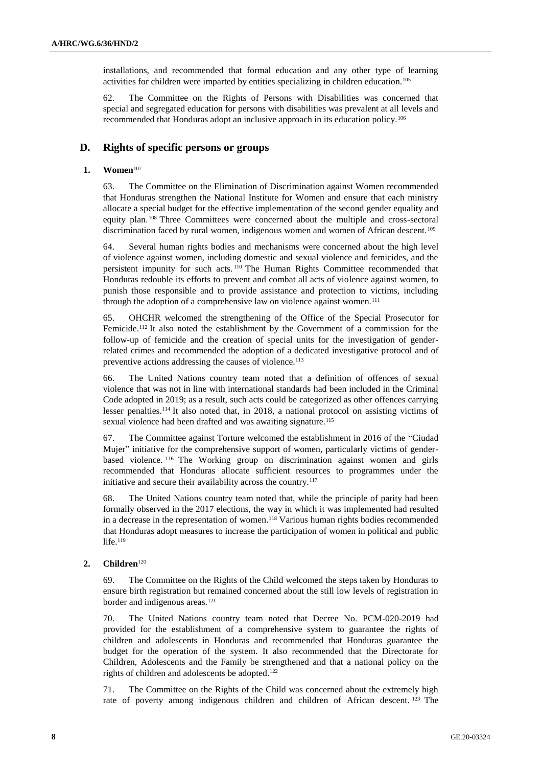installations, and recommended that formal education and any other type of learning activities for children were imparted by entities specializing in children education.[105]

62. The Committee on the Rights of Persons with Disabilities was concerned that special and segregated education for persons with disabilities was prevalent at all levels and recommended that Honduras adopt an inclusive approach in its education policy.[106]

## D. Rights of specific persons or groups

### 1. Women[107]

63. The Committee on the Elimination of Discrimination against Women recommended that Honduras strengthen the National Institute for Women and ensure that each ministry allocate a special budget for the effective implementation of the second gender equality and equity plan.[108] Three Committees were concerned about the multiple and cross-sectoral discrimination faced by rural women, indigenous women and women of African descent.[109]

64. Several human rights bodies and mechanisms were concerned about the high level of violence against women, including domestic and sexual violence and femicides, and the persistent impunity for such acts.[110] The Human Rights Committee recommended that Honduras redouble its efforts to prevent and combat all acts of violence against women, to punish those responsible and to provide assistance and protection to victims, including through the adoption of a comprehensive law on violence against women.[111]

65. OHCHR welcomed the strengthening of the Office of the Special Prosecutor for Femicide.[112] It also noted the establishment by the Government of a commission for the follow-up of femicide and the creation of special units for the investigation of gender-related crimes and recommended the adoption of a dedicated investigative protocol and of preventive actions addressing the causes of violence.[113]

66. The United Nations country team noted that a definition of offences of sexual violence that was not in line with international standards had been included in the Criminal Code adopted in 2019; as a result, such acts could be categorized as other offences carrying lesser penalties.[114] It also noted that, in 2018, a national protocol on assisting victims of sexual violence had been drafted and was awaiting signature.[115]

67. The Committee against Torture welcomed the establishment in 2016 of the "Ciudad Mujer" initiative for the comprehensive support of women, particularly victims of gender-based violence.[116] The Working group on discrimination against women and girls recommended that Honduras allocate sufficient resources to programmes under the initiative and secure their availability across the country.[117]

68. The United Nations country team noted that, while the principle of parity had been formally observed in the 2017 elections, the way in which it was implemented had resulted in a decrease in the representation of women.[118] Various human rights bodies recommended that Honduras adopt measures to increase the participation of women in political and public life.[119]

### 2. Children[120]

69. The Committee on the Rights of the Child welcomed the steps taken by Honduras to ensure birth registration but remained concerned about the still low levels of registration in border and indigenous areas.[121]

70. The United Nations country team noted that Decree No. PCM-020-2019 had provided for the establishment of a comprehensive system to guarantee the rights of children and adolescents in Honduras and recommended that Honduras guarantee the budget for the operation of the system. It also recommended that the Directorate for Children, Adolescents and the Family be strengthened and that a national policy on the rights of children and adolescents be adopted.[122]

71. The Committee on the Rights of the Child was concerned about the extremely high rate of poverty among indigenous children and children of African descent.[123] The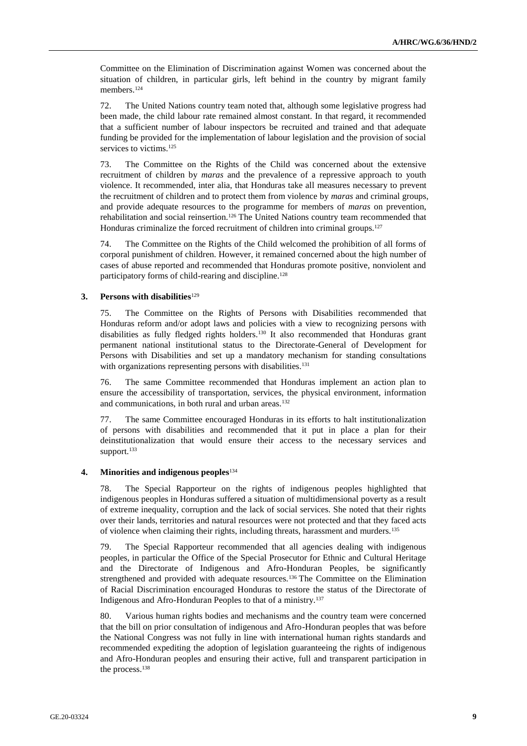Committee on the Elimination of Discrimination against Women was concerned about the situation of children, in particular girls, left behind in the country by migrant family members.[124]

72. The United Nations country team noted that, although some legislative progress had been made, the child labour rate remained almost constant. In that regard, it recommended that a sufficient number of labour inspectors be recruited and trained and that adequate funding be provided for the implementation of labour legislation and the provision of social services to victims.[125]

73. The Committee on the Rights of the Child was concerned about the extensive recruitment of children by *maras* and the prevalence of a repressive approach to youth violence. It recommended, inter alia, that Honduras take all measures necessary to prevent the recruitment of children and to protect them from violence by *maras* and criminal groups, and provide adequate resources to the programme for members of *maras* on prevention, rehabilitation and social reinsertion.[126] The United Nations country team recommended that Honduras criminalize the forced recruitment of children into criminal groups.[127]

74. The Committee on the Rights of the Child welcomed the prohibition of all forms of corporal punishment of children. However, it remained concerned about the high number of cases of abuse reported and recommended that Honduras promote positive, nonviolent and participatory forms of child-rearing and discipline.[128]

### 3. Persons with disabilities[129]

75. The Committee on the Rights of Persons with Disabilities recommended that Honduras reform and/or adopt laws and policies with a view to recognizing persons with disabilities as fully fledged rights holders.[130] It also recommended that Honduras grant permanent national institutional status to the Directorate-General of Development for Persons with Disabilities and set up a mandatory mechanism for standing consultations with organizations representing persons with disabilities.[131]

76. The same Committee recommended that Honduras implement an action plan to ensure the accessibility of transportation, services, the physical environment, information and communications, in both rural and urban areas.[132]

77. The same Committee encouraged Honduras in its efforts to halt institutionalization of persons with disabilities and recommended that it put in place a plan for their deinstitutionalization that would ensure their access to the necessary services and support.[133]

### 4. Minorities and indigenous peoples[134]

78. The Special Rapporteur on the rights of indigenous peoples highlighted that indigenous peoples in Honduras suffered a situation of multidimensional poverty as a result of extreme inequality, corruption and the lack of social services. She noted that their rights over their lands, territories and natural resources were not protected and that they faced acts of violence when claiming their rights, including threats, harassment and murders.[135]

79. The Special Rapporteur recommended that all agencies dealing with indigenous peoples, in particular the Office of the Special Prosecutor for Ethnic and Cultural Heritage and the Directorate of Indigenous and Afro-Honduran Peoples, be significantly strengthened and provided with adequate resources.[136] The Committee on the Elimination of Racial Discrimination encouraged Honduras to restore the status of the Directorate of Indigenous and Afro-Honduran Peoples to that of a ministry.[137]

80. Various human rights bodies and mechanisms and the country team were concerned that the bill on prior consultation of indigenous and Afro-Honduran peoples that was before the National Congress was not fully in line with international human rights standards and recommended expediting the adoption of legislation guaranteeing the rights of indigenous and Afro-Honduran peoples and ensuring their active, full and transparent participation in the process.[138]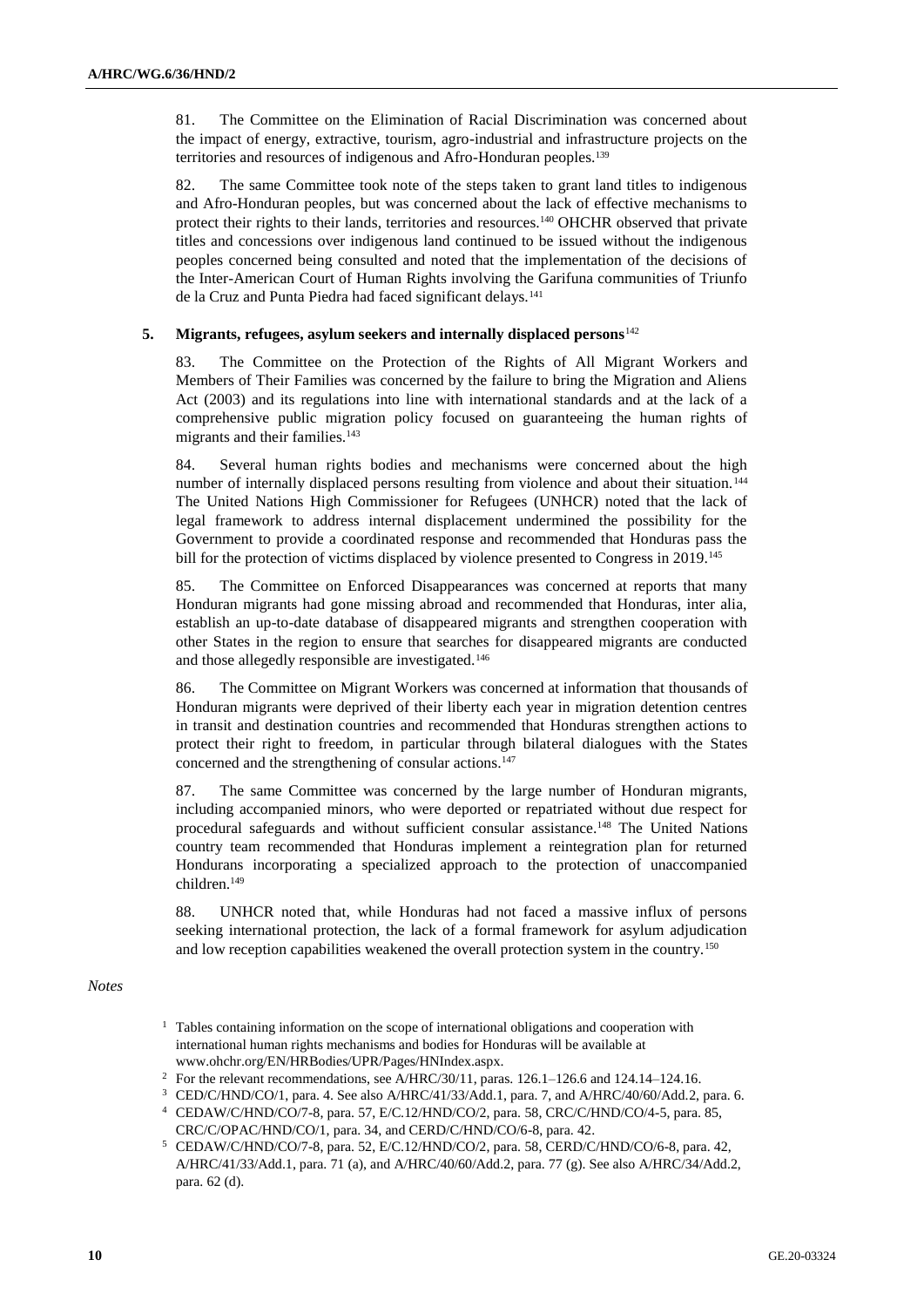81. The Committee on the Elimination of Racial Discrimination was concerned about the impact of energy, extractive, tourism, agro-industrial and infrastructure projects on the territories and resources of indigenous and Afro-Honduran peoples.[139]

82. The same Committee took note of the steps taken to grant land titles to indigenous and Afro-Honduran peoples, but was concerned about the lack of effective mechanisms to protect their rights to their lands, territories and resources.[140] OHCHR observed that private titles and concessions over indigenous land continued to be issued without the indigenous peoples concerned being consulted and noted that the implementation of the decisions of the Inter-American Court of Human Rights involving the Garifuna communities of Triunfo de la Cruz and Punta Piedra had faced significant delays.[141]

### 5. Migrants, refugees, asylum seekers and internally displaced persons[142]

83. The Committee on the Protection of the Rights of All Migrant Workers and Members of Their Families was concerned by the failure to bring the Migration and Aliens Act (2003) and its regulations into line with international standards and at the lack of a comprehensive public migration policy focused on guaranteeing the human rights of migrants and their families.[143]

84. Several human rights bodies and mechanisms were concerned about the high number of internally displaced persons resulting from violence and about their situation.[144] The United Nations High Commissioner for Refugees (UNHCR) noted that the lack of legal framework to address internal displacement undermined the possibility for the Government to provide a coordinated response and recommended that Honduras pass the bill for the protection of victims displaced by violence presented to Congress in 2019.[145]

85. The Committee on Enforced Disappearances was concerned at reports that many Honduran migrants had gone missing abroad and recommended that Honduras, inter alia, establish an up-to-date database of disappeared migrants and strengthen cooperation with other States in the region to ensure that searches for disappeared migrants are conducted and those allegedly responsible are investigated.[146]

86. The Committee on Migrant Workers was concerned at information that thousands of Honduran migrants were deprived of their liberty each year in migration detention centres in transit and destination countries and recommended that Honduras strengthen actions to protect their right to freedom, in particular through bilateral dialogues with the States concerned and the strengthening of consular actions.[147]

87. The same Committee was concerned by the large number of Honduran migrants, including accompanied minors, who were deported or repatriated without due respect for procedural safeguards and without sufficient consular assistance.[148] The United Nations country team recommended that Honduras implement a reintegration plan for returned Hondurans incorporating a specialized approach to the protection of unaccompanied children.[149]

88. UNHCR noted that, while Honduras had not faced a massive influx of persons seeking international protection, the lack of a formal framework for asylum adjudication and low reception capabilities weakened the overall protection system in the country.[150]

*Notes*

[1] Tables containing information on the scope of international obligations and cooperation with international human rights mechanisms and bodies for Honduras will be available at www.ohchr.org/EN/HRBodies/UPR/Pages/HNIndex.aspx.

[2] For the relevant recommendations, see A/HRC/30/11, paras. 126.1–126.6 and 124.14–124.16.

[3] CED/C/HND/CO/1, para. 4. See also A/HRC/41/33/Add.1, para. 7, and A/HRC/40/60/Add.2, para. 6.

[4] CEDAW/C/HND/CO/7-8, para. 57, E/C.12/HND/CO/2, para. 58, CRC/C/HND/CO/4-5, para. 85, CRC/C/OPAC/HND/CO/1, para. 34, and CERD/C/HND/CO/6-8, para. 42.

[5] CEDAW/C/HND/CO/7-8, para. 52, E/C.12/HND/CO/2, para. 58, CERD/C/HND/CO/6-8, para. 42, A/HRC/41/33/Add.1, para. 71 (a), and A/HRC/40/60/Add.2, para. 77 (g). See also A/HRC/34/Add.2, para. 62 (d).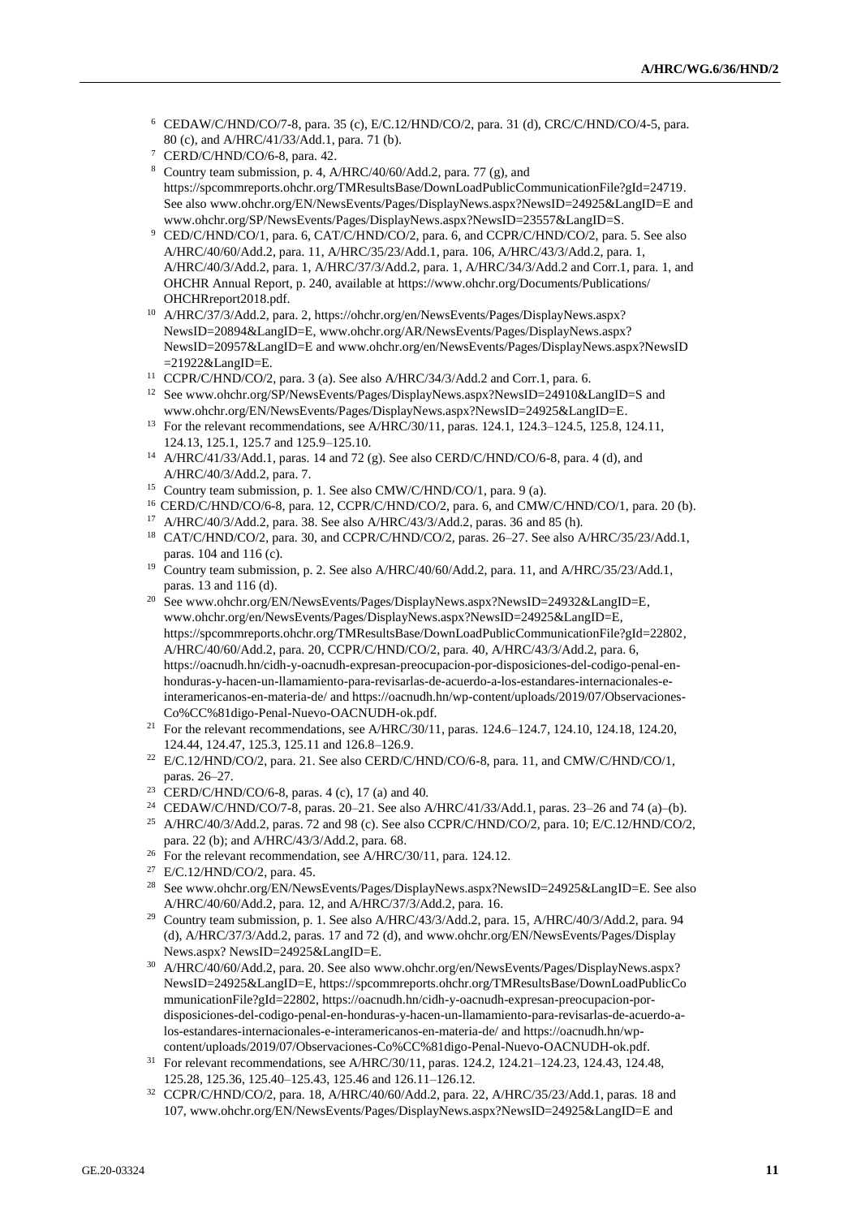[6] CEDAW/C/HND/CO/7-8, para. 35 (c), E/C.12/HND/CO/2, para. 31 (d), CRC/C/HND/CO/4-5, para. 80 (c), and A/HRC/41/33/Add.1, para. 71 (b).

[7] CERD/C/HND/CO/6-8, para. 42.

[8] Country team submission, p. 4, A/HRC/40/60/Add.2, para. 77 (g), and https://spcommreports.ohchr.org/TMResultsBase/DownLoadPublicCommunicationFile?gId=24719. See also www.ohchr.org/EN/NewsEvents/Pages/DisplayNews.aspx?NewsID=24925&LangID=E and www.ohchr.org/SP/NewsEvents/Pages/DisplayNews.aspx?NewsID=23557&LangID=S.

[9] CED/C/HND/CO/1, para. 6, CAT/C/HND/CO/2, para. 6, and CCPR/C/HND/CO/2, para. 5. See also A/HRC/40/60/Add.2, para. 11, A/HRC/35/23/Add.1, para. 106, A/HRC/43/3/Add.2, para. 1, A/HRC/40/3/Add.2, para. 1, A/HRC/37/3/Add.2, para. 1, A/HRC/34/3/Add.2 and Corr.1, para. 1, and OHCHR Annual Report, p. 240, available at https://www.ohchr.org/Documents/Publications/OHCHRreport2018.pdf.

[10] A/HRC/37/3/Add.2, para. 2, https://ohchr.org/en/NewsEvents/Pages/DisplayNews.aspx?NewsID=20894&LangID=E, www.ohchr.org/AR/NewsEvents/Pages/DisplayNews.aspx?NewsID=20957&LangID=E and www.ohchr.org/en/NewsEvents/Pages/DisplayNews.aspx?NewsID=21922&LangID=E.

[11] CCPR/C/HND/CO/2, para. 3 (a). See also A/HRC/34/3/Add.2 and Corr.1, para. 6.

[12] See www.ohchr.org/SP/NewsEvents/Pages/DisplayNews.aspx?NewsID=24910&LangID=S and www.ohchr.org/EN/NewsEvents/Pages/DisplayNews.aspx?NewsID=24925&LangID=E.

[13] For the relevant recommendations, see A/HRC/30/11, paras. 124.1, 124.3–124.5, 125.8, 124.11, 124.13, 125.1, 125.7 and 125.9–125.10.

[14] A/HRC/41/33/Add.1, paras. 14 and 72 (g). See also CERD/C/HND/CO/6-8, para. 4 (d), and A/HRC/40/3/Add.2, para. 7.

[15] Country team submission, p. 1. See also CMW/C/HND/CO/1, para. 9 (a).

[16] CERD/C/HND/CO/6-8, para. 12, CCPR/C/HND/CO/2, para. 6, and CMW/C/HND/CO/1, para. 20 (b).

[17] A/HRC/40/3/Add.2, para. 38. See also A/HRC/43/3/Add.2, paras. 36 and 85 (h).

[18] CAT/C/HND/CO/2, para. 30, and CCPR/C/HND/CO/2, paras. 26–27. See also A/HRC/35/23/Add.1, paras. 104 and 116 (c).

[19] Country team submission, p. 2. See also A/HRC/40/60/Add.2, para. 11, and A/HRC/35/23/Add.1, paras. 13 and 116 (d).

[20] See www.ohchr.org/EN/NewsEvents/Pages/DisplayNews.aspx?NewsID=24932&LangID=E, www.ohchr.org/en/NewsEvents/Pages/DisplayNews.aspx?NewsID=24925&LangID=E, https://spcommreports.ohchr.org/TMResultsBase/DownLoadPublicCommunicationFile?gId=22802, A/HRC/40/60/Add.2, para. 20, CCPR/C/HND/CO/2, para. 40, A/HRC/43/3/Add.2, para. 6, https://oacnudh.hn/cidh-y-oacnudh-expresan-preocupacion-por-disposiciones-del-codigo-penal-en-honduras-y-hacen-un-llamamiento-para-revisarlas-de-acuerdo-a-los-estandares-internacionales-e-interamericanos-en-materia-de/ and https://oacnudh.hn/wp-content/uploads/2019/07/Observaciones-Co%CC%81digo-Penal-Nuevo-OACNUDH-ok.pdf.

[21] For the relevant recommendations, see A/HRC/30/11, paras. 124.6–124.7, 124.10, 124.18, 124.20, 124.44, 124.47, 125.3, 125.11 and 126.8–126.9.

[22] E/C.12/HND/CO/2, para. 21. See also CERD/C/HND/CO/6-8, para. 11, and CMW/C/HND/CO/1, paras. 26–27.

[23] CERD/C/HND/CO/6-8, paras. 4 (c), 17 (a) and 40.

[24] CEDAW/C/HND/CO/7-8, paras. 20–21. See also A/HRC/41/33/Add.1, paras. 23–26 and 74 (a)–(b).

[25] A/HRC/40/3/Add.2, paras. 72 and 98 (c). See also CCPR/C/HND/CO/2, para. 10; E/C.12/HND/CO/2, para. 22 (b); and A/HRC/43/3/Add.2, para. 68.

[26] For the relevant recommendation, see A/HRC/30/11, para. 124.12.

[27] E/C.12/HND/CO/2, para. 45.

[28] See www.ohchr.org/EN/NewsEvents/Pages/DisplayNews.aspx?NewsID=24925&LangID=E. See also A/HRC/40/60/Add.2, para. 12, and A/HRC/37/3/Add.2, para. 16.

[29] Country team submission, p. 1. See also A/HRC/43/3/Add.2, para. 15, A/HRC/40/3/Add.2, para. 94 (d), A/HRC/37/3/Add.2, paras. 17 and 72 (d), and www.ohchr.org/EN/NewsEvents/Pages/Display News.aspx? NewsID=24925&LangID=E.

[30] A/HRC/40/60/Add.2, para. 20. See also www.ohchr.org/en/NewsEvents/Pages/DisplayNews.aspx?NewsID=24925&LangID=E, https://spcommreports.ohchr.org/TMResultsBase/DownLoadPublicCommunicationFile?gId=22802, https://oacnudh.hn/cidh-y-oacnudh-expresan-preocupacion-por-disposiciones-del-codigo-penal-en-honduras-y-hacen-un-llamamiento-para-revisarlas-de-acuerdo-a-los-estandares-internacionales-e-interamericanos-en-materia-de/ and https://oacnudh.hn/wp-content/uploads/2019/07/Observaciones-Co%CC%81digo-Penal-Nuevo-OACNUDH-ok.pdf.

[31] For relevant recommendations, see A/HRC/30/11, paras. 124.2, 124.21–124.23, 124.43, 124.48, 125.28, 125.36, 125.40–125.43, 125.46 and 126.11–126.12.

[32] CCPR/C/HND/CO/2, para. 18, A/HRC/40/60/Add.2, para. 22, A/HRC/35/23/Add.1, paras. 18 and 107, www.ohchr.org/EN/NewsEvents/Pages/DisplayNews.aspx?NewsID=24925&LangID=E and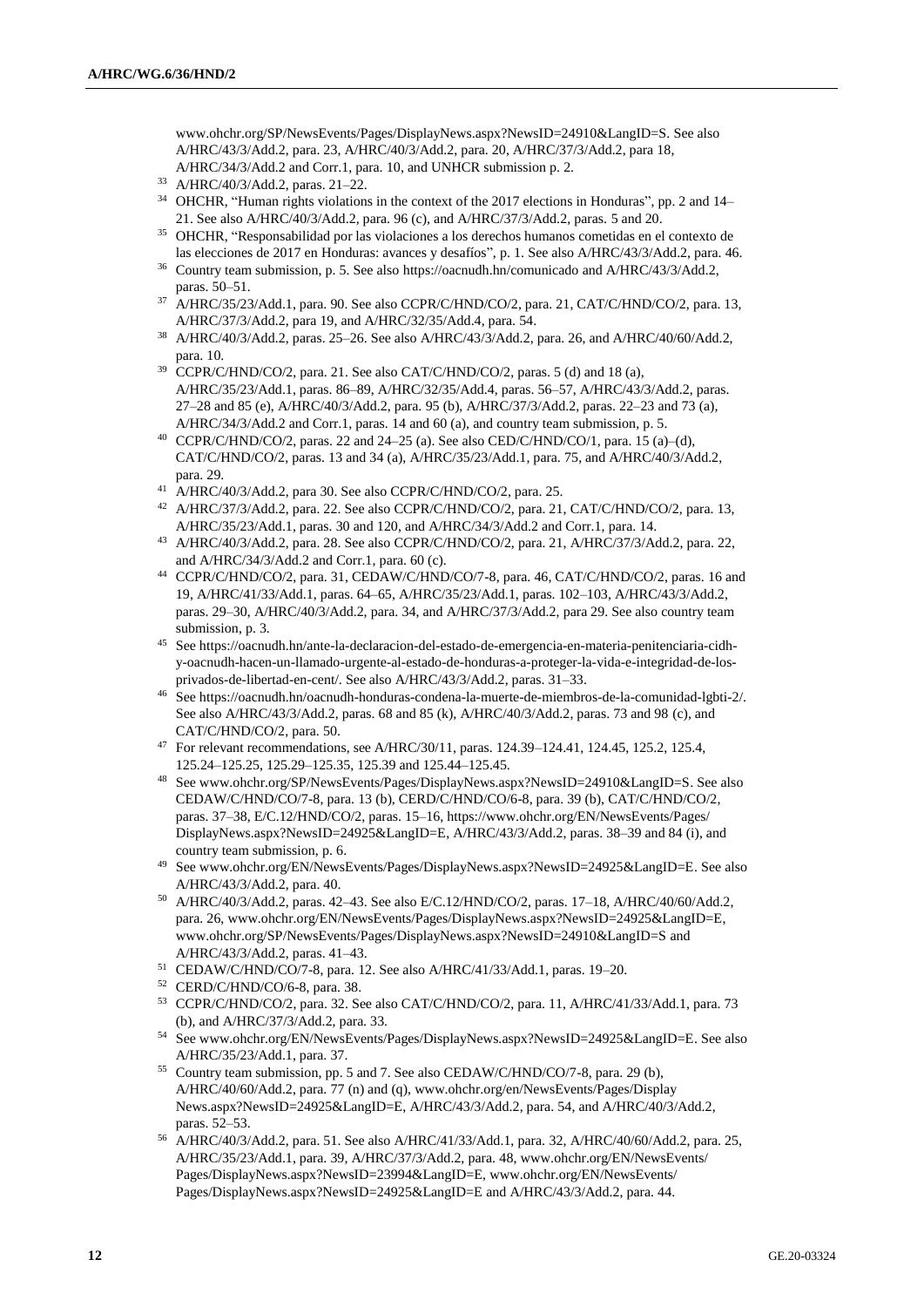www.ohchr.org/SP/NewsEvents/Pages/DisplayNews.aspx?NewsID=24910&LangID=S. See also A/HRC/43/3/Add.2, para. 23, A/HRC/40/3/Add.2, para. 20, A/HRC/37/3/Add.2, para 18, A/HRC/34/3/Add.2 and Corr.1, para. 10, and UNHCR submission p. 2.

[33] A/HRC/40/3/Add.2, paras. 21–22.

[34] OHCHR, "Human rights violations in the context of the 2017 elections in Honduras", pp. 2 and 14–21. See also A/HRC/40/3/Add.2, para. 96 (c), and A/HRC/37/3/Add.2, paras. 5 and 20.

[35] OHCHR, "Responsabilidad por las violaciones a los derechos humanos cometidas en el contexto de las elecciones de 2017 en Honduras: avances y desafíos", p. 1. See also A/HRC/43/3/Add.2, para. 46.

[36] Country team submission, p. 5. See also https://oacnudh.hn/comunicado and A/HRC/43/3/Add.2, paras. 50–51.

[37] A/HRC/35/23/Add.1, para. 90. See also CCPR/C/HND/CO/2, para. 21, CAT/C/HND/CO/2, para. 13, A/HRC/37/3/Add.2, para 19, and A/HRC/32/35/Add.4, para. 54.

[38] A/HRC/40/3/Add.2, paras. 25–26. See also A/HRC/43/3/Add.2, para. 26, and A/HRC/40/60/Add.2, para. 10.

[39] CCPR/C/HND/CO/2, para. 21. See also CAT/C/HND/CO/2, paras. 5 (d) and 18 (a), A/HRC/35/23/Add.1, paras. 86–89, A/HRC/32/35/Add.4, paras. 56–57, A/HRC/43/3/Add.2, paras. 27–28 and 85 (e), A/HRC/40/3/Add.2, para. 95 (b), A/HRC/37/3/Add.2, paras. 22–23 and 73 (a), A/HRC/34/3/Add.2 and Corr.1, paras. 14 and 60 (a), and country team submission, p. 5.

[40] CCPR/C/HND/CO/2, paras. 22 and 24–25 (a). See also CED/C/HND/CO/1, para. 15 (a)–(d), CAT/C/HND/CO/2, paras. 13 and 34 (a), A/HRC/35/23/Add.1, para. 75, and A/HRC/40/3/Add.2, para. 29.

[41] A/HRC/40/3/Add.2, para 30. See also CCPR/C/HND/CO/2, para. 25.

[42] A/HRC/37/3/Add.2, para. 22. See also CCPR/C/HND/CO/2, para. 21, CAT/C/HND/CO/2, para. 13, A/HRC/35/23/Add.1, paras. 30 and 120, and A/HRC/34/3/Add.2 and Corr.1, para. 14.

[43] A/HRC/40/3/Add.2, para. 28. See also CCPR/C/HND/CO/2, para. 21, A/HRC/37/3/Add.2, para. 22, and A/HRC/34/3/Add.2 and Corr.1, para. 60 (c).

[44] CCPR/C/HND/CO/2, para. 31, CEDAW/C/HND/CO/7-8, para. 46, CAT/C/HND/CO/2, paras. 16 and 19, A/HRC/41/33/Add.1, paras. 64–65, A/HRC/35/23/Add.1, paras. 102–103, A/HRC/43/3/Add.2, paras. 29–30, A/HRC/40/3/Add.2, para. 34, and A/HRC/37/3/Add.2, para 29. See also country team submission, p. 3.

[45] See https://oacnudh.hn/ante-la-declaracion-del-estado-de-emergencia-en-materia-penitenciaria-cidh-y-oacnudh-hacen-un-llamado-urgente-al-estado-de-honduras-a-proteger-la-vida-e-integridad-de-los-privados-de-libertad-en-cent/. See also A/HRC/43/3/Add.2, paras. 31–33.

[46] See https://oacnudh.hn/oacnudh-honduras-condena-la-muerte-de-miembros-de-la-comunidad-lgbti-2/. See also A/HRC/43/3/Add.2, paras. 68 and 85 (k), A/HRC/40/3/Add.2, paras. 73 and 98 (c), and CAT/C/HND/CO/2, para. 50.

[47] For relevant recommendations, see A/HRC/30/11, paras. 124.39–124.41, 124.45, 125.2, 125.4, 125.24–125.25, 125.29–125.35, 125.39 and 125.44–125.45.

[48] See www.ohchr.org/SP/NewsEvents/Pages/DisplayNews.aspx?NewsID=24910&LangID=S. See also CEDAW/C/HND/CO/7-8, para. 13 (b), CERD/C/HND/CO/6-8, para. 39 (b), CAT/C/HND/CO/2, paras. 37–38, E/C.12/HND/CO/2, paras. 15–16, https://www.ohchr.org/EN/NewsEvents/Pages/DisplayNews.aspx?NewsID=24925&LangID=E, A/HRC/43/3/Add.2, paras. 38–39 and 84 (i), and country team submission, p. 6.

[49] See www.ohchr.org/EN/NewsEvents/Pages/DisplayNews.aspx?NewsID=24925&LangID=E. See also A/HRC/43/3/Add.2, para. 40.

[50] A/HRC/40/3/Add.2, paras. 42–43. See also E/C.12/HND/CO/2, paras. 17–18, A/HRC/40/60/Add.2, para. 26, www.ohchr.org/EN/NewsEvents/Pages/DisplayNews.aspx?NewsID=24925&LangID=E, www.ohchr.org/SP/NewsEvents/Pages/DisplayNews.aspx?NewsID=24910&LangID=S and A/HRC/43/3/Add.2, paras. 41–43.

[51] CEDAW/C/HND/CO/7-8, para. 12. See also A/HRC/41/33/Add.1, paras. 19–20.

[52] CERD/C/HND/CO/6-8, para. 38.

[53] CCPR/C/HND/CO/2, para. 32. See also CAT/C/HND/CO/2, para. 11, A/HRC/41/33/Add.1, para. 73 (b), and A/HRC/37/3/Add.2, para. 33.

[54] See www.ohchr.org/EN/NewsEvents/Pages/DisplayNews.aspx?NewsID=24925&LangID=E. See also A/HRC/35/23/Add.1, para. 37.

[55] Country team submission, pp. 5 and 7. See also CEDAW/C/HND/CO/7-8, para. 29 (b), A/HRC/40/60/Add.2, para. 77 (n) and (q), www.ohchr.org/en/NewsEvents/Pages/DisplayNews.aspx?NewsID=24925&LangID=E, A/HRC/43/3/Add.2, para. 54, and A/HRC/40/3/Add.2, paras. 52–53.

[56] A/HRC/40/3/Add.2, para. 51. See also A/HRC/41/33/Add.1, para. 32, A/HRC/40/60/Add.2, para. 25, A/HRC/35/23/Add.1, para. 39, A/HRC/37/3/Add.2, para. 48, www.ohchr.org/EN/NewsEvents/Pages/DisplayNews.aspx?NewsID=23994&LangID=E, www.ohchr.org/EN/NewsEvents/Pages/DisplayNews.aspx?NewsID=24925&LangID=E and A/HRC/43/3/Add.2, para. 44.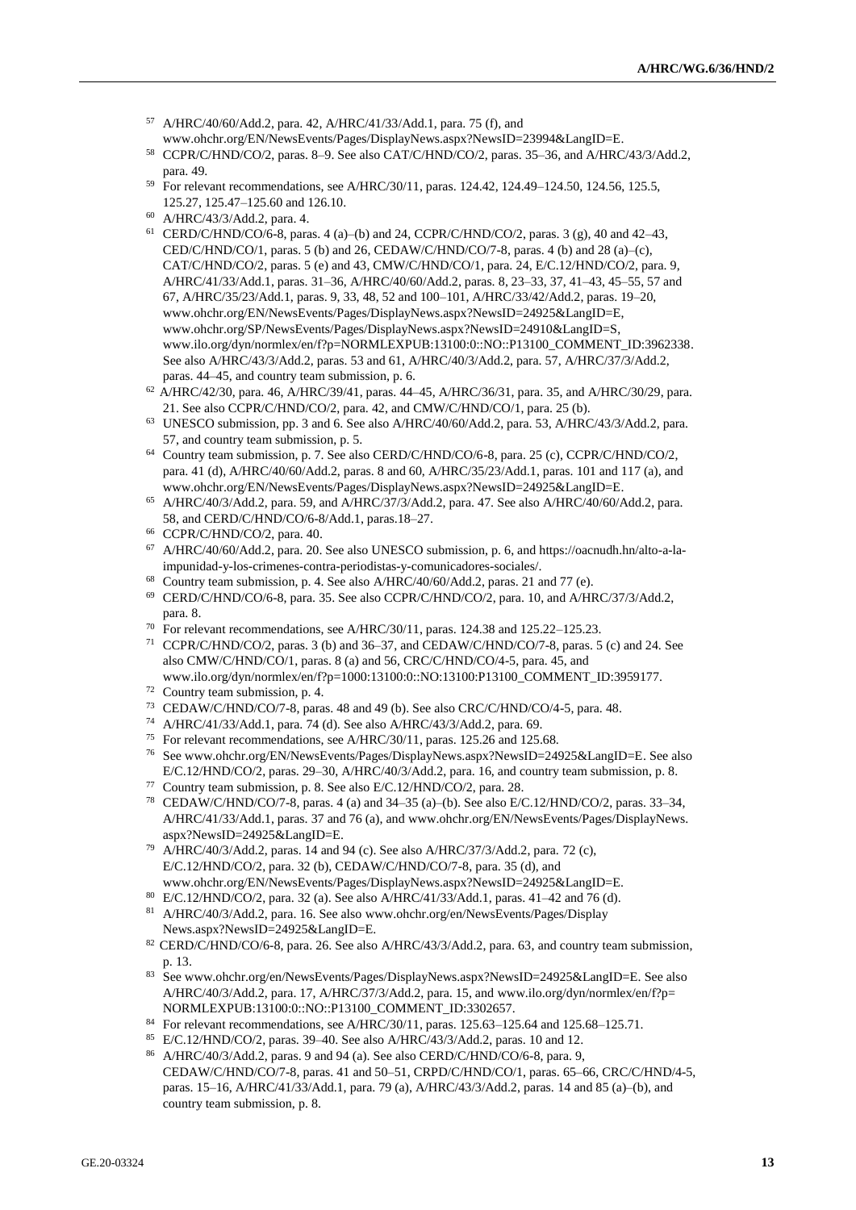57 A/HRC/40/60/Add.2, para. 42, A/HRC/41/33/Add.1, para. 75 (f), and www.ohchr.org/EN/NewsEvents/Pages/DisplayNews.aspx?NewsID=23994&LangID=E.

58 CCPR/C/HND/CO/2, paras. 8–9. See also CAT/C/HND/CO/2, paras. 35–36, and A/HRC/43/3/Add.2, para. 49.

59 For relevant recommendations, see A/HRC/30/11, paras. 124.42, 124.49–124.50, 124.56, 125.5, 125.27, 125.47–125.60 and 126.10.

60 A/HRC/43/3/Add.2, para. 4.

61 CERD/C/HND/CO/6-8, paras. 4 (a)–(b) and 24, CCPR/C/HND/CO/2, paras. 3 (g), 40 and 42–43, CED/C/HND/CO/1, paras. 5 (b) and 26, CEDAW/C/HND/CO/7-8, paras. 4 (b) and 28 (a)–(c), CAT/C/HND/CO/2, paras. 5 (e) and 43, CMW/C/HND/CO/1, para. 24, E/C.12/HND/CO/2, para. 9, A/HRC/41/33/Add.1, paras. 31–36, A/HRC/40/60/Add.2, paras. 8, 23–33, 37, 41–43, 45–55, 57 and 67, A/HRC/35/23/Add.1, paras. 9, 33, 48, 52 and 100–101, A/HRC/33/42/Add.2, paras. 19–20, www.ohchr.org/EN/NewsEvents/Pages/DisplayNews.aspx?NewsID=24925&LangID=E, www.ohchr.org/SP/NewsEvents/Pages/DisplayNews.aspx?NewsID=24910&LangID=S, www.ilo.org/dyn/normlex/en/f?p=NORMLEXPUB:13100:0::NO::P13100_COMMENT_ID:3962338. See also A/HRC/43/3/Add.2, paras. 53 and 61, A/HRC/40/3/Add.2, para. 57, A/HRC/37/3/Add.2, paras. 44–45, and country team submission, p. 6.

62 A/HRC/42/30, para. 46, A/HRC/39/41, paras. 44–45, A/HRC/36/31, para. 35, and A/HRC/30/29, para. 21. See also CCPR/C/HND/CO/2, para. 42, and CMW/C/HND/CO/1, para. 25 (b).

63 UNESCO submission, pp. 3 and 6. See also A/HRC/40/60/Add.2, para. 53, A/HRC/43/3/Add.2, para. 57, and country team submission, p. 5.

64 Country team submission, p. 7. See also CERD/C/HND/CO/6-8, para. 25 (c), CCPR/C/HND/CO/2, para. 41 (d), A/HRC/40/60/Add.2, paras. 8 and 60, A/HRC/35/23/Add.1, paras. 101 and 117 (a), and www.ohchr.org/EN/NewsEvents/Pages/DisplayNews.aspx?NewsID=24925&LangID=E.

65 A/HRC/40/3/Add.2, para. 59, and A/HRC/37/3/Add.2, para. 47. See also A/HRC/40/60/Add.2, para. 58, and CERD/C/HND/CO/6-8/Add.1, paras.18–27.

66 CCPR/C/HND/CO/2, para. 40.

67 A/HRC/40/60/Add.2, para. 20. See also UNESCO submission, p. 6, and https://oacnudh.hn/alto-a-la-impunidad-y-los-crimenes-contra-periodistas-y-comunicadores-sociales/.

68 Country team submission, p. 4. See also A/HRC/40/60/Add.2, paras. 21 and 77 (e).

69 CERD/C/HND/CO/6-8, para. 35. See also CCPR/C/HND/CO/2, para. 10, and A/HRC/37/3/Add.2, para. 8.

70 For relevant recommendations, see A/HRC/30/11, paras. 124.38 and 125.22–125.23.

71 CCPR/C/HND/CO/2, paras. 3 (b) and 36–37, and CEDAW/C/HND/CO/7-8, paras. 5 (c) and 24. See also CMW/C/HND/CO/1, paras. 8 (a) and 56, CRC/C/HND/CO/4-5, para. 45, and www.ilo.org/dyn/normlex/en/f?p=1000:13100:0::NO:13100:P13100_COMMENT_ID:3959177.

72 Country team submission, p. 4.

73 CEDAW/C/HND/CO/7-8, paras. 48 and 49 (b). See also CRC/C/HND/CO/4-5, para. 48.

74 A/HRC/41/33/Add.1, para. 74 (d). See also A/HRC/43/3/Add.2, para. 69.

75 For relevant recommendations, see A/HRC/30/11, paras. 125.26 and 125.68.

76 See www.ohchr.org/EN/NewsEvents/Pages/DisplayNews.aspx?NewsID=24925&LangID=E. See also E/C.12/HND/CO/2, paras. 29–30, A/HRC/40/3/Add.2, para. 16, and country team submission, p. 8.

77 Country team submission, p. 8. See also E/C.12/HND/CO/2, para. 28.

78 CEDAW/C/HND/CO/7-8, paras. 4 (a) and 34–35 (a)–(b). See also E/C.12/HND/CO/2, paras. 33–34, A/HRC/41/33/Add.1, paras. 37 and 76 (a), and www.ohchr.org/EN/NewsEvents/Pages/DisplayNews.aspx?NewsID=24925&LangID=E.

79 A/HRC/40/3/Add.2, paras. 14 and 94 (c). See also A/HRC/37/3/Add.2, para. 72 (c), E/C.12/HND/CO/2, para. 32 (b), CEDAW/C/HND/CO/7-8, para. 35 (d), and www.ohchr.org/EN/NewsEvents/Pages/DisplayNews.aspx?NewsID=24925&LangID=E.

80 E/C.12/HND/CO/2, para. 32 (a). See also A/HRC/41/33/Add.1, paras. 41–42 and 76 (d).

81 A/HRC/40/3/Add.2, para. 16. See also www.ohchr.org/en/NewsEvents/Pages/DisplayNews.aspx?NewsID=24925&LangID=E.

82 CERD/C/HND/CO/6-8, para. 26. See also A/HRC/43/3/Add.2, para. 63, and country team submission, p. 13.

83 See www.ohchr.org/en/NewsEvents/Pages/DisplayNews.aspx?NewsID=24925&LangID=E. See also A/HRC/40/3/Add.2, para. 17, A/HRC/37/3/Add.2, para. 15, and www.ilo.org/dyn/normlex/en/f?p=NORMLEXPUB:13100:0::NO::P13100_COMMENT_ID:3302657.

84 For relevant recommendations, see A/HRC/30/11, paras. 125.63–125.64 and 125.68–125.71.

85 E/C.12/HND/CO/2, paras. 39–40. See also A/HRC/43/3/Add.2, paras. 10 and 12.

86 A/HRC/40/3/Add.2, paras. 9 and 94 (a). See also CERD/C/HND/CO/6-8, para. 9, CEDAW/C/HND/CO/7-8, paras. 41 and 50–51, CRPD/C/HND/CO/1, paras. 65–66, CRC/C/HND/4-5, paras. 15–16, A/HRC/41/33/Add.1, para. 79 (a), A/HRC/43/3/Add.2, paras. 14 and 85 (a)–(b), and country team submission, p. 8.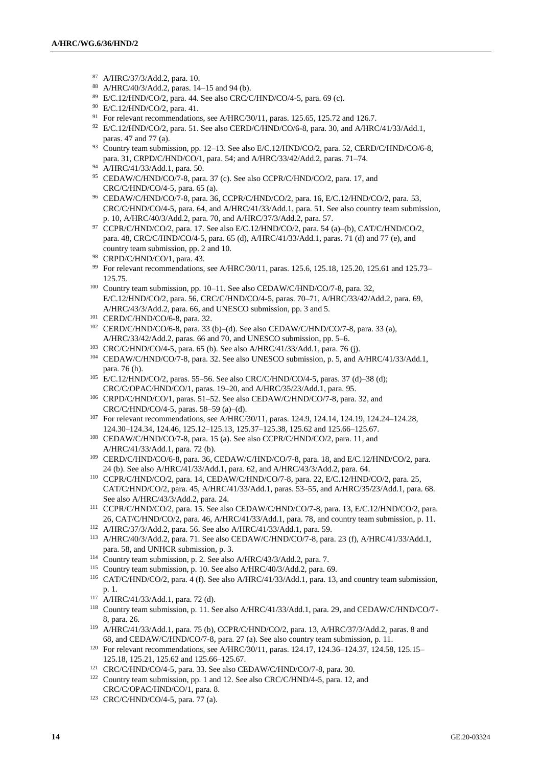[87] A/HRC/37/3/Add.2, para. 10.

[88] A/HRC/40/3/Add.2, paras. 14–15 and 94 (b).

[89] E/C.12/HND/CO/2, para. 44. See also CRC/C/HND/CO/4-5, para. 69 (c).

[90] E/C.12/HND/CO/2, para. 41.

[91] For relevant recommendations, see A/HRC/30/11, paras. 125.65, 125.72 and 126.7.

[92] E/C.12/HND/CO/2, para. 51. See also CERD/C/HND/CO/6-8, para. 30, and A/HRC/41/33/Add.1, paras. 47 and 77 (a).

[93] Country team submission, pp. 12–13. See also E/C.12/HND/CO/2, para. 52, CERD/C/HND/CO/6-8, para. 31, CRPD/C/HND/CO/1, para. 54; and A/HRC/33/42/Add.2, paras. 71–74.

[94] A/HRC/41/33/Add.1, para. 50.

[95] CEDAW/C/HND/CO/7-8, para. 37 (c). See also CCPR/C/HND/CO/2, para. 17, and CRC/C/HND/CO/4-5, para. 65 (a).

[96] CEDAW/C/HND/CO/7-8, para. 36, CCPR/C/HND/CO/2, para. 16, E/C.12/HND/CO/2, para. 53, CRC/C/HND/CO/4-5, para. 64, and A/HRC/41/33/Add.1, para. 51. See also country team submission, p. 10, A/HRC/40/3/Add.2, para. 70, and A/HRC/37/3/Add.2, para. 57.

[97] CCPR/C/HND/CO/2, para. 17. See also E/C.12/HND/CO/2, para. 54 (a)–(b), CAT/C/HND/CO/2, para. 48, CRC/C/HND/CO/4-5, para. 65 (d), A/HRC/41/33/Add.1, paras. 71 (d) and 77 (e), and country team submission, pp. 2 and 10.

[98] CRPD/C/HND/CO/1, para. 43.

[99] For relevant recommendations, see A/HRC/30/11, paras. 125.6, 125.18, 125.20, 125.61 and 125.73–125.75.

[100] Country team submission, pp. 10–11. See also CEDAW/C/HND/CO/7-8, para. 32, E/C.12/HND/CO/2, para. 56, CRC/C/HND/CO/4-5, paras. 70–71, A/HRC/33/42/Add.2, para. 69, A/HRC/43/3/Add.2, para. 66, and UNESCO submission, pp. 3 and 5.

[101] CERD/C/HND/CO/6-8, para. 32.

[102] CERD/C/HND/CO/6-8, para. 33 (b)–(d). See also CEDAW/C/HND/CO/7-8, para. 33 (a), A/HRC/33/42/Add.2, paras. 66 and 70, and UNESCO submission, pp. 5–6.

[103] CRC/C/HND/CO/4-5, para. 65 (b). See also A/HRC/41/33/Add.1, para. 76 (j).

[104] CEDAW/C/HND/CO/7-8, para. 32. See also UNESCO submission, p. 5, and A/HRC/41/33/Add.1, para. 76 (h).

[105] E/C.12/HND/CO/2, paras. 55–56. See also CRC/C/HND/CO/4-5, paras. 37 (d)–38 (d); CRC/C/OPAC/HND/CO/1, paras. 19–20, and A/HRC/35/23/Add.1, para. 95.

[106] CRPD/C/HND/CO/1, paras. 51–52. See also CEDAW/C/HND/CO/7-8, para. 32, and CRC/C/HND/CO/4-5, paras. 58–59 (a)–(d).

[107] For relevant recommendations, see A/HRC/30/11, paras. 124.9, 124.14, 124.19, 124.24–124.28, 124.30–124.34, 124.46, 125.12–125.13, 125.37–125.38, 125.62 and 125.66–125.67.

[108] CEDAW/C/HND/CO/7-8, para. 15 (a). See also CCPR/C/HND/CO/2, para. 11, and A/HRC/41/33/Add.1, para. 72 (b).

[109] CERD/C/HND/CO/6-8, para. 36, CEDAW/C/HND/CO/7-8, para. 18, and E/C.12/HND/CO/2, para. 24 (b). See also A/HRC/41/33/Add.1, para. 62, and A/HRC/43/3/Add.2, para. 64.

[110] CCPR/C/HND/CO/2, para. 14, CEDAW/C/HND/CO/7-8, para. 22, E/C.12/HND/CO/2, para. 25, CAT/C/HND/CO/2, para. 45, A/HRC/41/33/Add.1, paras. 53–55, and A/HRC/35/23/Add.1, para. 68. See also A/HRC/43/3/Add.2, para. 24.

[111] CCPR/C/HND/CO/2, para. 15. See also CEDAW/C/HND/CO/7-8, para. 13, E/C.12/HND/CO/2, para. 26, CAT/C/HND/CO/2, para. 46, A/HRC/41/33/Add.1, para. 78, and country team submission, p. 11.

[112] A/HRC/37/3/Add.2, para. 56. See also A/HRC/41/33/Add.1, para. 59.

[113] A/HRC/40/3/Add.2, para. 71. See also CEDAW/C/HND/CO/7-8, para. 23 (f), A/HRC/41/33/Add.1, para. 58, and UNHCR submission, p. 3.

[114] Country team submission, p. 2. See also A/HRC/43/3/Add.2, para. 7.

[115] Country team submission, p. 10. See also A/HRC/40/3/Add.2, para. 69.

[116] CAT/C/HND/CO/2, para. 4 (f). See also A/HRC/41/33/Add.1, para. 13, and country team submission, p. 1.

[117] A/HRC/41/33/Add.1, para. 72 (d).

[118] Country team submission, p. 11. See also A/HRC/41/33/Add.1, para. 29, and CEDAW/C/HND/CO/7-8, para. 26.

[119] A/HRC/41/33/Add.1, para. 75 (b), CCPR/C/HND/CO/2, para. 13, A/HRC/37/3/Add.2, paras. 8 and 68, and CEDAW/C/HND/CO/7-8, para. 27 (a). See also country team submission, p. 11.

[120] For relevant recommendations, see A/HRC/30/11, paras. 124.17, 124.36–124.37, 124.58, 125.15–125.18, 125.21, 125.62 and 125.66–125.67.

[121] CRC/C/HND/CO/4-5, para. 33. See also CEDAW/C/HND/CO/7-8, para. 30.

[122] Country team submission, pp. 1 and 12. See also CRC/C/HND/4-5, para. 12, and CRC/C/OPAC/HND/CO/1, para. 8.

[123] CRC/C/HND/CO/4-5, para. 77 (a).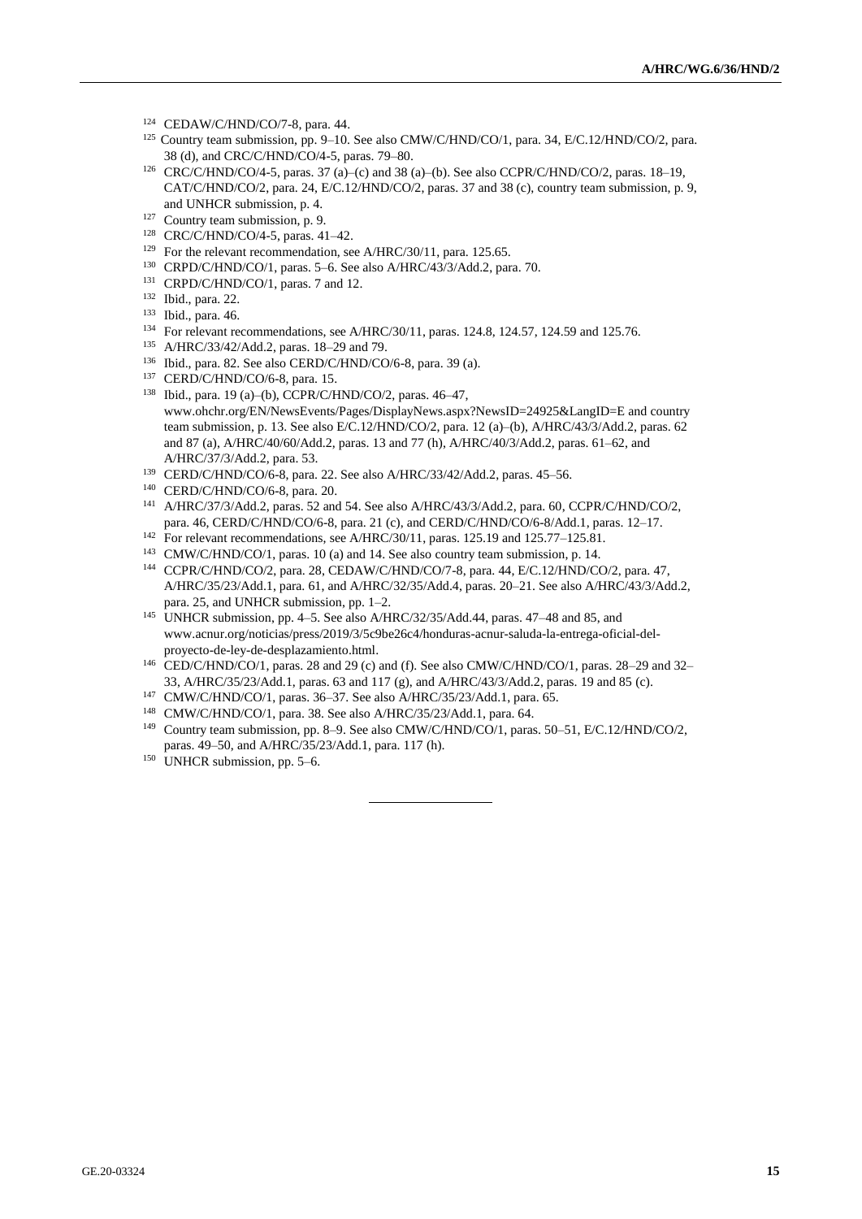[124] CEDAW/C/HND/CO/7-8, para. 44.

[125] Country team submission, pp. 9–10. See also CMW/C/HND/CO/1, para. 34, E/C.12/HND/CO/2, para. 38 (d), and CRC/C/HND/CO/4-5, paras. 79–80.

[126] CRC/C/HND/CO/4-5, paras. 37 (a)–(c) and 38 (a)–(b). See also CCPR/C/HND/CO/2, paras. 18–19, CAT/C/HND/CO/2, para. 24, E/C.12/HND/CO/2, paras. 37 and 38 (c), country team submission, p. 9, and UNHCR submission, p. 4.

[127] Country team submission, p. 9.

[128] CRC/C/HND/CO/4-5, paras. 41–42.

[129] For the relevant recommendation, see A/HRC/30/11, para. 125.65.

[130] CRPD/C/HND/CO/1, paras. 5–6. See also A/HRC/43/3/Add.2, para. 70.

[131] CRPD/C/HND/CO/1, paras. 7 and 12.

[132] Ibid., para. 22.

[133] Ibid., para. 46.

[134] For relevant recommendations, see A/HRC/30/11, paras. 124.8, 124.57, 124.59 and 125.76.

[135] A/HRC/33/42/Add.2, paras. 18–29 and 79.

[136] Ibid., para. 82. See also CERD/C/HND/CO/6-8, para. 39 (a).

[137] CERD/C/HND/CO/6-8, para. 15.

[138] Ibid., para. 19 (a)–(b), CCPR/C/HND/CO/2, paras. 46–47, www.ohchr.org/EN/NewsEvents/Pages/DisplayNews.aspx?NewsID=24925&LangID=E and country team submission, p. 13. See also E/C.12/HND/CO/2, para. 12 (a)–(b), A/HRC/43/3/Add.2, paras. 62 and 87 (a), A/HRC/40/60/Add.2, paras. 13 and 77 (h), A/HRC/40/3/Add.2, paras. 61–62, and A/HRC/37/3/Add.2, para. 53.

[139] CERD/C/HND/CO/6-8, para. 22. See also A/HRC/33/42/Add.2, paras. 45–56.

[140] CERD/C/HND/CO/6-8, para. 20.

[141] A/HRC/37/3/Add.2, paras. 52 and 54. See also A/HRC/43/3/Add.2, para. 60, CCPR/C/HND/CO/2, para. 46, CERD/C/HND/CO/6-8, para. 21 (c), and CERD/C/HND/CO/6-8/Add.1, paras. 12–17.

[142] For relevant recommendations, see A/HRC/30/11, paras. 125.19 and 125.77–125.81.

[143] CMW/C/HND/CO/1, paras. 10 (a) and 14. See also country team submission, p. 14.

[144] CCPR/C/HND/CO/2, para. 28, CEDAW/C/HND/CO/7-8, para. 44, E/C.12/HND/CO/2, para. 47, A/HRC/35/23/Add.1, para. 61, and A/HRC/32/35/Add.4, paras. 20–21. See also A/HRC/43/3/Add.2, para. 25, and UNHCR submission, pp. 1–2.

[145] UNHCR submission, pp. 4–5. See also A/HRC/32/35/Add.44, paras. 47–48 and 85, and www.acnur.org/noticias/press/2019/3/5c9be26c4/honduras-acnur-saluda-la-entrega-oficial-del-proyecto-de-ley-de-desplazamiento.html.

[146] CED/C/HND/CO/1, paras. 28 and 29 (c) and (f). See also CMW/C/HND/CO/1, paras. 28–29 and 32–33, A/HRC/35/23/Add.1, paras. 63 and 117 (g), and A/HRC/43/3/Add.2, paras. 19 and 85 (c).

[147] CMW/C/HND/CO/1, paras. 36–37. See also A/HRC/35/23/Add.1, para. 65.

[148] CMW/C/HND/CO/1, para. 38. See also A/HRC/35/23/Add.1, para. 64.

[149] Country team submission, pp. 8–9. See also CMW/C/HND/CO/1, paras. 50–51, E/C.12/HND/CO/2, paras. 49–50, and A/HRC/35/23/Add.1, para. 117 (h).

[150] UNHCR submission, pp. 5–6.